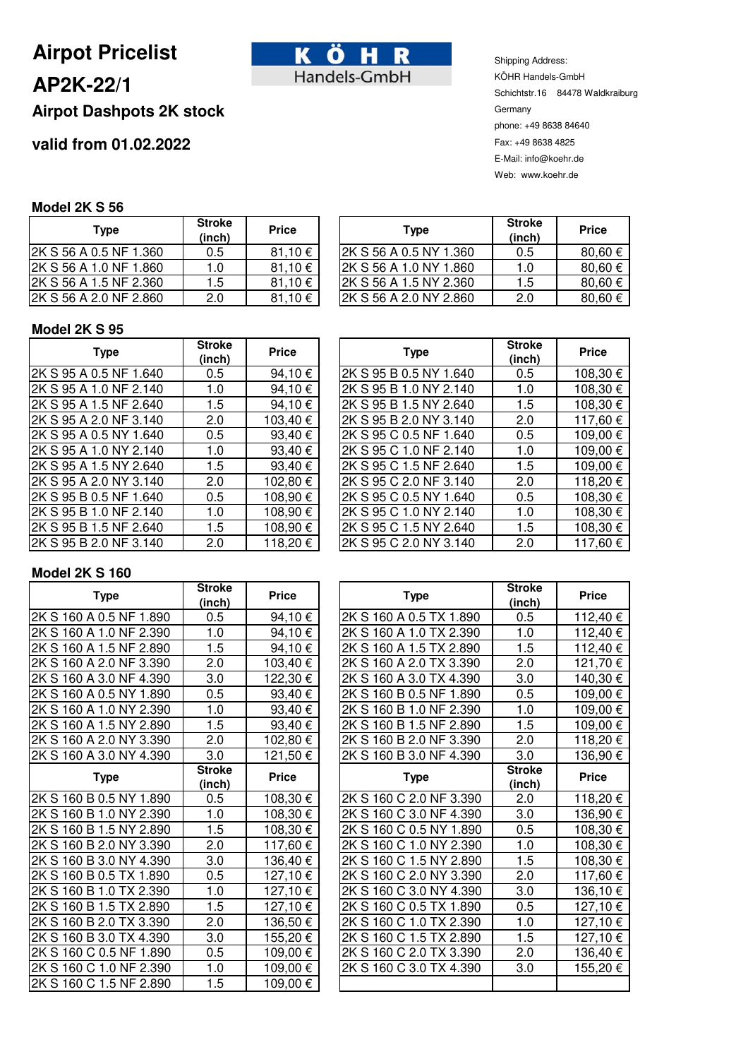# Airpot Pricelist

# AP2K-22/1

## Airpot Dashpots 2K stock

## valid from 01.02.2022

KÖHR Handels-GmbH

Shipping Address:
KÖHR Handels-GmbH
Schichtstr.16   84478 Waldkraiburg
Germany
phone: +49 8638 84640
Fax: +49 8638 4825
E-Mail: info@koehr.de
Web: www.koehr.de

### Model 2K S 56

| Type | Stroke (inch) | Price |
|---|---|---|
| 2K S 56 A 0.5 NF 1.360 | 0.5 | 81,10 € |
| 2K S 56 A 1.0 NF 1.860 | 1.0 | 81,10 € |
| 2K S 56 A 1.5 NF 2.360 | 1.5 | 81,10 € |
| 2K S 56 A 2.0 NF 2.860 | 2.0 | 81,10 € |
| 2K S 56 A 0.5 NY 1.360 | 0.5 | 80,60 € |
| 2K S 56 A 1.0 NY 1.860 | 1.0 | 80,60 € |
| 2K S 56 A 1.5 NY 2.360 | 1.5 | 80,60 € |
| 2K S 56 A 2.0 NY 2.860 | 2.0 | 80,60 € |

### Model 2K S 95

| Type | Stroke (inch) | Price |
|---|---|---|
| 2K S 95 A 0.5 NF 1.640 | 0.5 | 94,10 € |
| 2K S 95 A 1.0 NF 2.140 | 1.0 | 94,10 € |
| 2K S 95 A 1.5 NF 2.640 | 1.5 | 94,10 € |
| 2K S 95 A 2.0 NF 3.140 | 2.0 | 103,40 € |
| 2K S 95 A 0.5 NY 1.640 | 0.5 | 93,40 € |
| 2K S 95 A 1.0 NY 2.140 | 1.0 | 93,40 € |
| 2K S 95 A 1.5 NY 2.640 | 1.5 | 93,40 € |
| 2K S 95 A 2.0 NY 3.140 | 2.0 | 102,80 € |
| 2K S 95 B 0.5 NF 1.640 | 0.5 | 108,90 € |
| 2K S 95 B 1.0 NF 2.140 | 1.0 | 108,90 € |
| 2K S 95 B 1.5 NF 2.640 | 1.5 | 108,90 € |
| 2K S 95 B 2.0 NF 3.140 | 2.0 | 118,20 € |
| 2K S 95 B 0.5 NY 1.640 | 0.5 | 108,30 € |
| 2K S 95 B 1.0 NY 2.140 | 1.0 | 108,30 € |
| 2K S 95 B 1.5 NY 2.640 | 1.5 | 108,30 € |
| 2K S 95 B 2.0 NY 3.140 | 2.0 | 117,60 € |
| 2K S 95 C 0.5 NF 1.640 | 0.5 | 109,00 € |
| 2K S 95 C 1.0 NF 2.140 | 1.0 | 109,00 € |
| 2K S 95 C 1.5 NF 2.640 | 1.5 | 109,00 € |
| 2K S 95 C 2.0 NF 3.140 | 2.0 | 118,20 € |
| 2K S 95 C 0.5 NY 1.640 | 0.5 | 108,30 € |
| 2K S 95 C 1.0 NY 2.140 | 1.0 | 108,30 € |
| 2K S 95 C 1.5 NY 2.640 | 1.5 | 108,30 € |
| 2K S 95 C 2.0 NY 3.140 | 2.0 | 117,60 € |

### Model 2K S 160

| Type | Stroke (inch) | Price |
|---|---|---|
| 2K S 160 A 0.5 NF 1.890 | 0.5 | 94,10 € |
| 2K S 160 A 1.0 NF 2.390 | 1.0 | 94,10 € |
| 2K S 160 A 1.5 NF 2.890 | 1.5 | 94,10 € |
| 2K S 160 A 2.0 NF 3.390 | 2.0 | 103,40 € |
| 2K S 160 A 3.0 NF 4.390 | 3.0 | 122,30 € |
| 2K S 160 A 0.5 NY 1.890 | 0.5 | 93,40 € |
| 2K S 160 A 1.0 NY 2.390 | 1.0 | 93,40 € |
| 2K S 160 A 1.5 NY 2.890 | 1.5 | 93,40 € |
| 2K S 160 A 2.0 NY 3.390 | 2.0 | 102,80 € |
| 2K S 160 A 3.0 NY 4.390 | 3.0 | 121,50 € |
| 2K S 160 A 0.5 TX 1.890 | 0.5 | 112,40 € |
| 2K S 160 A 1.0 TX 2.390 | 1.0 | 112,40 € |
| 2K S 160 A 1.5 TX 2.890 | 1.5 | 112,40 € |
| 2K S 160 A 2.0 TX 3.390 | 2.0 | 121,70 € |
| 2K S 160 A 3.0 TX 4.390 | 3.0 | 140,30 € |
| 2K S 160 B 0.5 NF 1.890 | 0.5 | 109,00 € |
| 2K S 160 B 1.0 NF 2.390 | 1.0 | 109,00 € |
| 2K S 160 B 1.5 NF 2.890 | 1.5 | 109,00 € |
| 2K S 160 B 2.0 NF 3.390 | 2.0 | 118,20 € |
| 2K S 160 B 3.0 NF 4.390 | 3.0 | 136,90 € |
| 2K S 160 B 0.5 NY 1.890 | 0.5 | 108,30 € |
| 2K S 160 B 1.0 NY 2.390 | 1.0 | 108,30 € |
| 2K S 160 B 1.5 NY 2.890 | 1.5 | 108,30 € |
| 2K S 160 B 2.0 NY 3.390 | 2.0 | 117,60 € |
| 2K S 160 B 3.0 NY 4.390 | 3.0 | 136,40 € |
| 2K S 160 B 0.5 TX 1.890 | 0.5 | 127,10 € |
| 2K S 160 B 1.0 TX 2.390 | 1.0 | 127,10 € |
| 2K S 160 B 1.5 TX 2.890 | 1.5 | 127,10 € |
| 2K S 160 B 2.0 TX 3.390 | 2.0 | 136,50 € |
| 2K S 160 B 3.0 TX 4.390 | 3.0 | 155,20 € |
| 2K S 160 C 0.5 NF 1.890 | 0.5 | 109,00 € |
| 2K S 160 C 1.0 NF 2.390 | 1.0 | 109,00 € |
| 2K S 160 C 1.5 NF 2.890 | 1.5 | 109,00 € |
| 2K S 160 C 2.0 NF 3.390 | 2.0 | 118,20 € |
| 2K S 160 C 3.0 NF 4.390 | 3.0 | 136,90 € |
| 2K S 160 C 0.5 NY 1.890 | 0.5 | 108,30 € |
| 2K S 160 C 1.0 NY 2.390 | 1.0 | 108,30 € |
| 2K S 160 C 1.5 NY 2.890 | 1.5 | 108,30 € |
| 2K S 160 C 2.0 NY 3.390 | 2.0 | 117,60 € |
| 2K S 160 C 3.0 NY 4.390 | 3.0 | 136,10 € |
| 2K S 160 C 0.5 TX 1.890 | 0.5 | 127,10 € |
| 2K S 160 C 1.0 TX 2.390 | 1.0 | 127,10 € |
| 2K S 160 C 1.5 TX 2.890 | 1.5 | 127,10 € |
| 2K S 160 C 2.0 TX 3.390 | 2.0 | 136,40 € |
| 2K S 160 C 3.0 TX 4.390 | 3.0 | 155,20 € |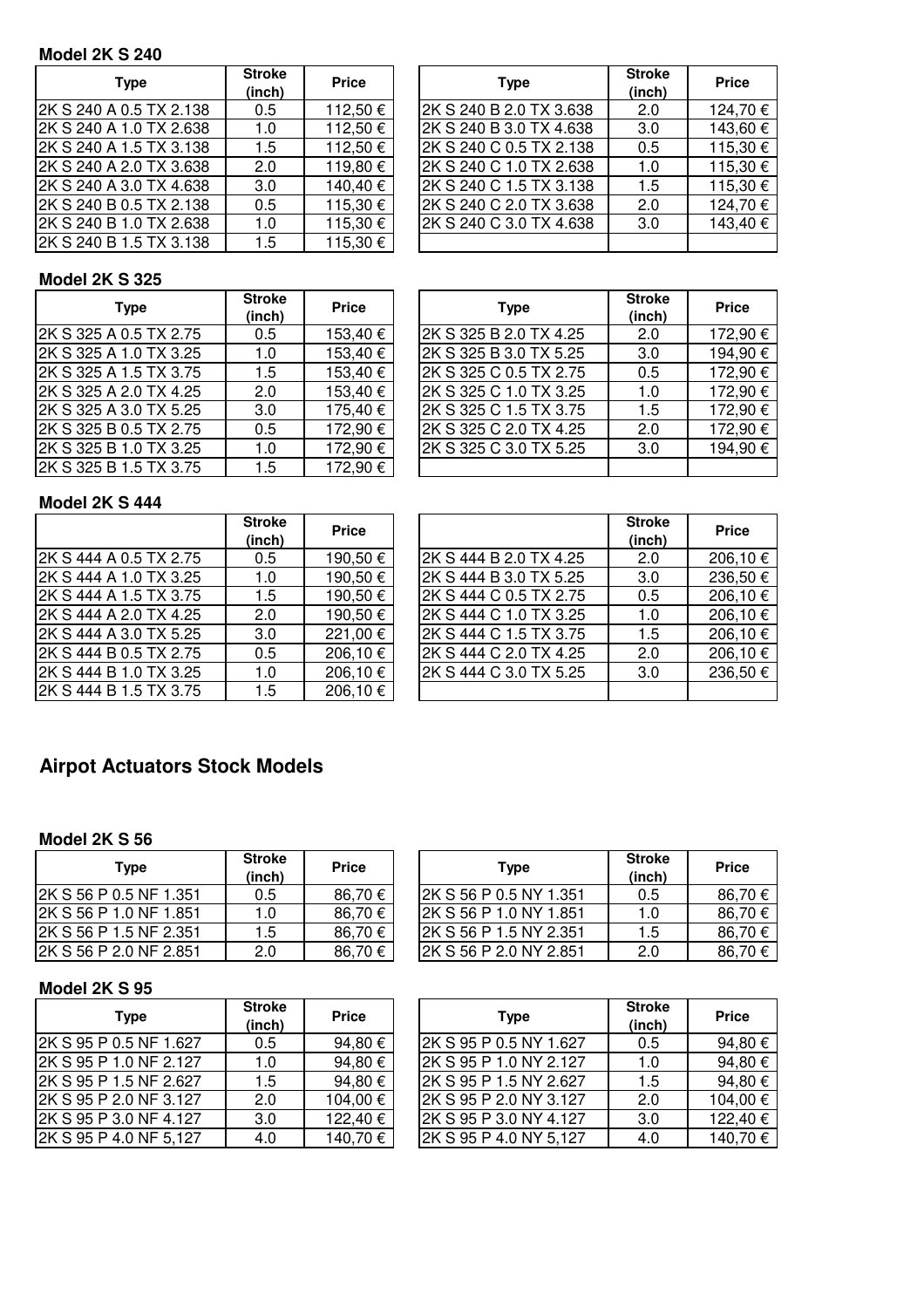**Model 2K S 240**

| Type | Stroke (inch) | Price |
|---|---|---|
| 2K S 240 A 0.5 TX 2.138 | 0.5 | 112,50 € |
| 2K S 240 A 1.0 TX 2.638 | 1.0 | 112,50 € |
| 2K S 240 A 1.5 TX 3.138 | 1.5 | 112,50 € |
| 2K S 240 A 2.0 TX 3.638 | 2.0 | 119,80 € |
| 2K S 240 A 3.0 TX 4.638 | 3.0 | 140,40 € |
| 2K S 240 B 0.5 TX 2.138 | 0.5 | 115,30 € |
| 2K S 240 B 1.0 TX 2.638 | 1.0 | 115,30 € |
| 2K S 240 B 1.5 TX 3.138 | 1.5 | 115,30 € |

| Type | Stroke (inch) | Price |
|---|---|---|
| 2K S 240 B 2.0 TX 3.638 | 2.0 | 124,70 € |
| 2K S 240 B 3.0 TX 4.638 | 3.0 | 143,60 € |
| 2K S 240 C 0.5 TX 2.138 | 0.5 | 115,30 € |
| 2K S 240 C 1.0 TX 2.638 | 1.0 | 115,30 € |
| 2K S 240 C 1.5 TX 3.138 | 1.5 | 115,30 € |
| 2K S 240 C 2.0 TX 3.638 | 2.0 | 124,70 € |
| 2K S 240 C 3.0 TX 4.638 | 3.0 | 143,40 € |
| | | |

**Model 2K S 325**

| Type | Stroke (inch) | Price |
|---|---|---|
| 2K S 325 A 0.5 TX 2.75 | 0.5 | 153,40 € |
| 2K S 325 A 1.0 TX 3.25 | 1.0 | 153,40 € |
| 2K S 325 A 1.5 TX 3.75 | 1.5 | 153,40 € |
| 2K S 325 A 2.0 TX 4.25 | 2.0 | 153,40 € |
| 2K S 325 A 3.0 TX 5.25 | 3.0 | 175,40 € |
| 2K S 325 B 0.5 TX 2.75 | 0.5 | 172,90 € |
| 2K S 325 B 1.0 TX 3.25 | 1.0 | 172,90 € |
| 2K S 325 B 1.5 TX 3.75 | 1.5 | 172,90 € |

| Type | Stroke (inch) | Price |
|---|---|---|
| 2K S 325 B 2.0 TX 4.25 | 2.0 | 172,90 € |
| 2K S 325 B 3.0 TX 5.25 | 3.0 | 194,90 € |
| 2K S 325 C 0.5 TX 2.75 | 0.5 | 172,90 € |
| 2K S 325 C 1.0 TX 3.25 | 1.0 | 172,90 € |
| 2K S 325 C 1.5 TX 3.75 | 1.5 | 172,90 € |
| 2K S 325 C 2.0 TX 4.25 | 2.0 | 172,90 € |
| 2K S 325 C 3.0 TX 5.25 | 3.0 | 194,90 € |
| | | |

**Model 2K S 444**

| | Stroke (inch) | Price |
|---|---|---|
| 2K S 444 A 0.5 TX 2.75 | 0.5 | 190,50 € |
| 2K S 444 A 1.0 TX 3.25 | 1.0 | 190,50 € |
| 2K S 444 A 1.5 TX 3.75 | 1.5 | 190,50 € |
| 2K S 444 A 2.0 TX 4.25 | 2.0 | 190,50 € |
| 2K S 444 A 3.0 TX 5.25 | 3.0 | 221,00 € |
| 2K S 444 B 0.5 TX 2.75 | 0.5 | 206,10 € |
| 2K S 444 B 1.0 TX 3.25 | 1.0 | 206,10 € |
| 2K S 444 B 1.5 TX 3.75 | 1.5 | 206,10 € |

| | Stroke (inch) | Price |
|---|---|---|
| 2K S 444 B 2.0 TX 4.25 | 2.0 | 206,10 € |
| 2K S 444 B 3.0 TX 5.25 | 3.0 | 236,50 € |
| 2K S 444 C 0.5 TX 2.75 | 0.5 | 206,10 € |
| 2K S 444 C 1.0 TX 3.25 | 1.0 | 206,10 € |
| 2K S 444 C 1.5 TX 3.75 | 1.5 | 206,10 € |
| 2K S 444 C 2.0 TX 4.25 | 2.0 | 206,10 € |
| 2K S 444 C 3.0 TX 5.25 | 3.0 | 236,50 € |
| | | |

## Airpot Actuators Stock Models

**Model 2K S 56**

| Type | Stroke (inch) | Price |
|---|---|---|
| 2K S 56 P 0.5 NF 1.351 | 0.5 | 86,70 € |
| 2K S 56 P 1.0 NF 1.851 | 1.0 | 86,70 € |
| 2K S 56 P 1.5 NF 2.351 | 1.5 | 86,70 € |
| 2K S 56 P 2.0 NF 2.851 | 2.0 | 86,70 € |

| Type | Stroke (inch) | Price |
|---|---|---|
| 2K S 56 P 0.5 NY 1.351 | 0.5 | 86,70 € |
| 2K S 56 P 1.0 NY 1.851 | 1.0 | 86,70 € |
| 2K S 56 P 1.5 NY 2.351 | 1.5 | 86,70 € |
| 2K S 56 P 2.0 NY 2.851 | 2.0 | 86,70 € |

**Model 2K S 95**

| Type | Stroke (inch) | Price |
|---|---|---|
| 2K S 95 P 0.5 NF 1.627 | 0.5 | 94,80 € |
| 2K S 95 P 1.0 NF 2.127 | 1.0 | 94,80 € |
| 2K S 95 P 1.5 NF 2.627 | 1.5 | 94,80 € |
| 2K S 95 P 2.0 NF 3.127 | 2.0 | 104,00 € |
| 2K S 95 P 3.0 NF 4.127 | 3.0 | 122,40 € |
| 2K S 95 P 4.0 NF 5,127 | 4.0 | 140,70 € |

| Type | Stroke (inch) | Price |
|---|---|---|
| 2K S 95 P 0.5 NY 1.627 | 0.5 | 94,80 € |
| 2K S 95 P 1.0 NY 2.127 | 1.0 | 94,80 € |
| 2K S 95 P 1.5 NY 2.627 | 1.5 | 94,80 € |
| 2K S 95 P 2.0 NY 3.127 | 2.0 | 104,00 € |
| 2K S 95 P 3.0 NY 4.127 | 3.0 | 122,40 € |
| 2K S 95 P 4.0 NY 5,127 | 4.0 | 140,70 € |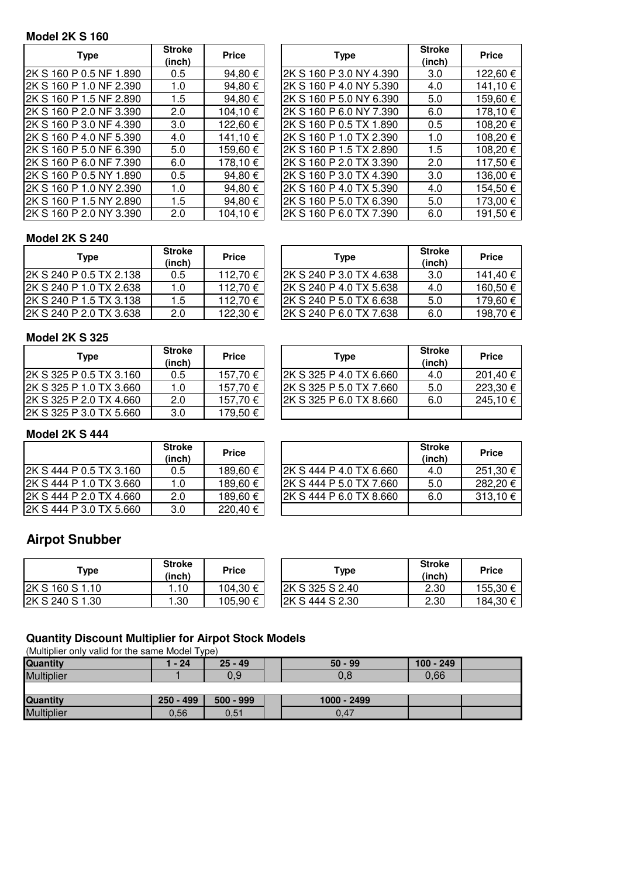### Model 2K S 160

| Type | Stroke (inch) | Price |
|---|---|---|
| 2K S 160 P 0.5 NF 1.890 | 0.5 | 94,80 € |
| 2K S 160 P 1.0 NF 2.390 | 1.0 | 94,80 € |
| 2K S 160 P 1.5 NF 2.890 | 1.5 | 94,80 € |
| 2K S 160 P 2.0 NF 3.390 | 2.0 | 104,10 € |
| 2K S 160 P 3.0 NF 4.390 | 3.0 | 122,60 € |
| 2K S 160 P 4.0 NF 5.390 | 4.0 | 141,10 € |
| 2K S 160 P 5.0 NF 6.390 | 5.0 | 159,60 € |
| 2K S 160 P 6.0 NF 7.390 | 6.0 | 178,10 € |
| 2K S 160 P 0.5 NY 1.890 | 0.5 | 94,80 € |
| 2K S 160 P 1.0 NY 2.390 | 1.0 | 94,80 € |
| 2K S 160 P 1.5 NY 2.890 | 1.5 | 94,80 € |
| 2K S 160 P 2.0 NY 3.390 | 2.0 | 104,10 € |
| 2K S 160 P 3.0 NY 4.390 | 3.0 | 122,60 € |
| 2K S 160 P 4.0 NY 5.390 | 4.0 | 141,10 € |
| 2K S 160 P 5.0 NY 6.390 | 5.0 | 159,60 € |
| 2K S 160 P 6.0 NY 7.390 | 6.0 | 178,10 € |
| 2K S 160 P 0.5 TX 1.890 | 0.5 | 108,20 € |
| 2K S 160 P 1.0 TX 2.390 | 1.0 | 108,20 € |
| 2K S 160 P 1.5 TX 2.890 | 1.5 | 108,20 € |
| 2K S 160 P 2.0 TX 3.390 | 2.0 | 117,50 € |
| 2K S 160 P 3.0 TX 4.390 | 3.0 | 136,00 € |
| 2K S 160 P 4.0 TX 5.390 | 4.0 | 154,50 € |
| 2K S 160 P 5.0 TX 6.390 | 5.0 | 173,00 € |
| 2K S 160 P 6.0 TX 7.390 | 6.0 | 191,50 € |

### Model 2K S 240

| Type | Stroke (inch) | Price |
|---|---|---|
| 2K S 240 P 0.5 TX 2.138 | 0.5 | 112,70 € |
| 2K S 240 P 1.0 TX 2.638 | 1.0 | 112,70 € |
| 2K S 240 P 1.5 TX 3.138 | 1.5 | 112,70 € |
| 2K S 240 P 2.0 TX 3.638 | 2.0 | 122,30 € |
| 2K S 240 P 3.0 TX 4.638 | 3.0 | 141,40 € |
| 2K S 240 P 4.0 TX 5.638 | 4.0 | 160,50 € |
| 2K S 240 P 5.0 TX 6.638 | 5.0 | 179,60 € |
| 2K S 240 P 6.0 TX 7.638 | 6.0 | 198,70 € |

### Model 2K S 325

| Type | Stroke (inch) | Price |
|---|---|---|
| 2K S 325 P 0.5 TX 3.160 | 0.5 | 157,70 € |
| 2K S 325 P 1.0 TX 3.660 | 1.0 | 157,70 € |
| 2K S 325 P 2.0 TX 4.660 | 2.0 | 157,70 € |
| 2K S 325 P 3.0 TX 5.660 | 3.0 | 179,50 € |
| 2K S 325 P 4.0 TX 6.660 | 4.0 | 201,40 € |
| 2K S 325 P 5.0 TX 7.660 | 5.0 | 223,30 € |
| 2K S 325 P 6.0 TX 8.660 | 6.0 | 245,10 € |

### Model 2K S 444

| | Stroke (inch) | Price |
|---|---|---|
| 2K S 444 P 0.5 TX 3.160 | 0.5 | 189,60 € |
| 2K S 444 P 1.0 TX 3.660 | 1.0 | 189,60 € |
| 2K S 444 P 2.0 TX 4.660 | 2.0 | 189,60 € |
| 2K S 444 P 3.0 TX 5.660 | 3.0 | 220,40 € |
| 2K S 444 P 4.0 TX 6.660 | 4.0 | 251,30 € |
| 2K S 444 P 5.0 TX 7.660 | 5.0 | 282,20 € |
| 2K S 444 P 6.0 TX 8.660 | 6.0 | 313,10 € |

## Airpot Snubber

| Type | Stroke (inch) | Price |
|---|---|---|
| 2K S 160 S 1.10 | 1.10 | 104,30 € |
| 2K S 240 S 1.30 | 1.30 | 105,90 € |
| 2K S 325 S 2.40 | 2.30 | 155,30 € |
| 2K S 444 S 2.30 | 2.30 | 184,30 € |

### Quantity Discount Multiplier for Airpot Stock Models

(Multiplier only valid for the same Model Type)

| Quantity | 1 - 24 | 25 - 49 | 50 - 99 | 100 - 249 | 250 - 499 | 500 - 999 | 1000 - 2499 |
|---|---|---|---|---|---|---|---|
| Multiplier | 1 | 0,9 | 0,8 | 0,66 | 0,56 | 0,51 | 0,47 |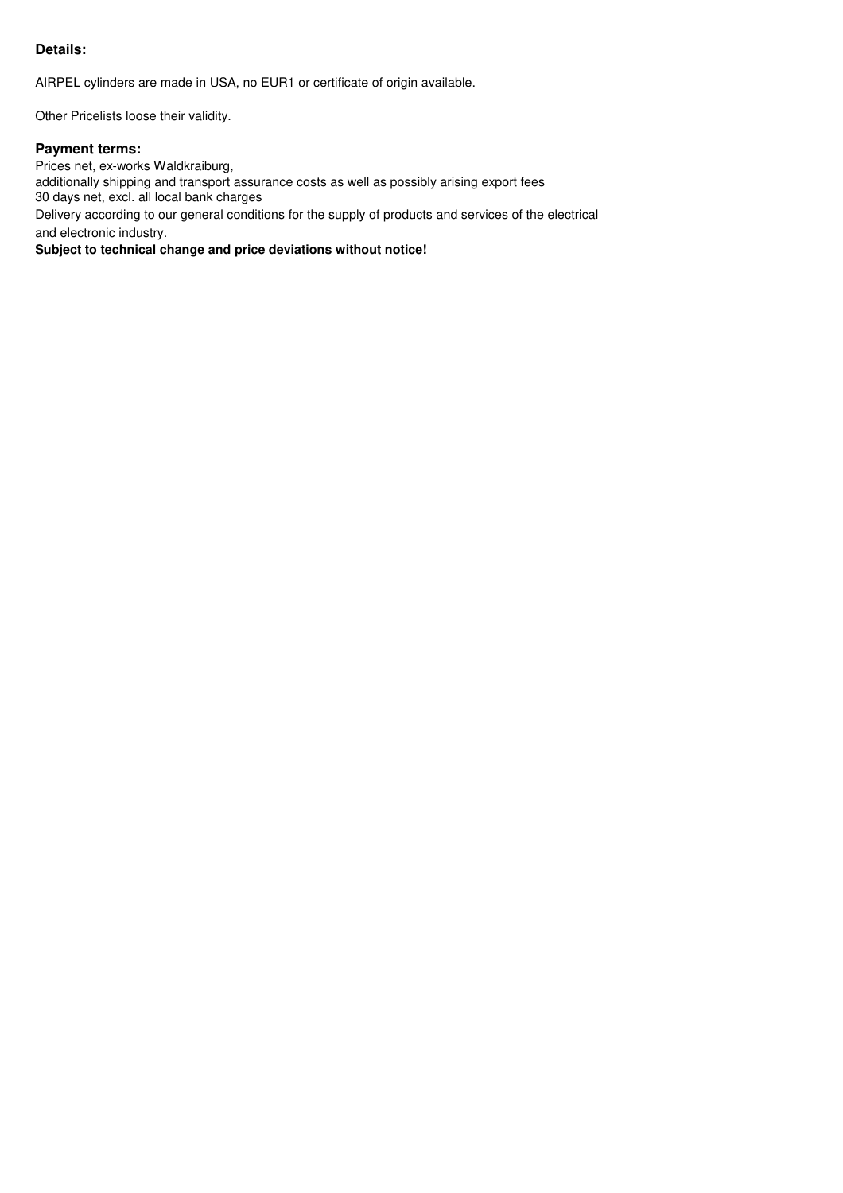### Details:

AIRPEL cylinders are made in USA, no EUR1 or certificate of origin available.

Other Pricelists loose their validity.

### Payment terms:

Prices net, ex-works Waldkraiburg,
additionally shipping and transport assurance costs as well as possibly arising export fees
30 days net, excl. all local bank charges
Delivery according to our general conditions for the supply of products and services of the electrical and electronic industry.
**Subject to technical change and price deviations without notice!**